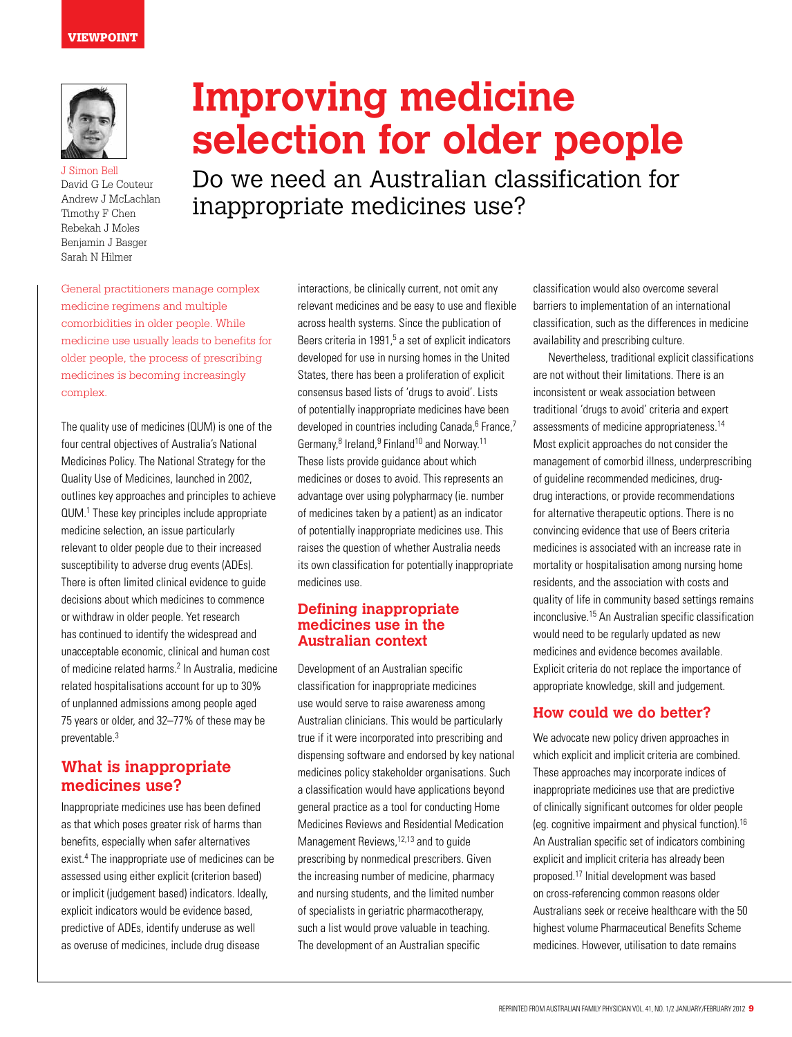VIEWPOINT

# Improving medicine selection for older people

## Do we need an Australian classification for inappropriate medicines use?

J Simon Bell
David G Le Couteur
Andrew J McLachlan
Timothy F Chen
Rebekah J Moles
Benjamin J Basger
Sarah N Hilmer

General practitioners manage complex medicine regimens and multiple comorbidities in older people. While medicine use usually leads to benefits for older people, the process of prescribing medicines is becoming increasingly complex.

The quality use of medicines (QUM) is one of the four central objectives of Australia's National Medicines Policy. The National Strategy for the Quality Use of Medicines, launched in 2002, outlines key approaches and principles to achieve QUM.[1] These key principles include appropriate medicine selection, an issue particularly relevant to older people due to their increased susceptibility to adverse drug events (ADEs). There is often limited clinical evidence to guide decisions about which medicines to commence or withdraw in older people. Yet research has continued to identify the widespread and unacceptable economic, clinical and human cost of medicine related harms.[2] In Australia, medicine related hospitalisations account for up to 30% of unplanned admissions among people aged 75 years or older, and 32–77% of these may be preventable.[3]

## What is inappropriate medicines use?

Inappropriate medicines use has been defined as that which poses greater risk of harms than benefits, especially when safer alternatives exist.[4] The inappropriate use of medicines can be assessed using either explicit (criterion based) or implicit (judgement based) indicators. Ideally, explicit indicators would be evidence based, predictive of ADEs, identify underuse as well as overuse of medicines, include drug disease interactions, be clinically current, not omit any relevant medicines and be easy to use and flexible across health systems. Since the publication of Beers criteria in 1991,[5] a set of explicit indicators developed for use in nursing homes in the United States, there has been a proliferation of explicit consensus based lists of 'drugs to avoid'. Lists of potentially inappropriate medicines have been developed in countries including Canada,[6] France,[7] Germany,[8] Ireland,[9] Finland[10] and Norway.[11] These lists provide guidance about which medicines or doses to avoid. This represents an advantage over using polypharmacy (ie. number of medicines taken by a patient) as an indicator of potentially inappropriate medicines use. This raises the question of whether Australia needs its own classification for potentially inappropriate medicines use.

## Defining inappropriate medicines use in the Australian context

Development of an Australian specific classification for inappropriate medicines use would serve to raise awareness among Australian clinicians. This would be particularly true if it were incorporated into prescribing and dispensing software and endorsed by key national medicines policy stakeholder organisations. Such a classification would have applications beyond general practice as a tool for conducting Home Medicines Reviews and Residential Medication Management Reviews,[12,13] and to guide prescribing by nonmedical prescribers. Given the increasing number of medicine, pharmacy and nursing students, and the limited number of specialists in geriatric pharmacotherapy, such a list would prove valuable in teaching. The development of an Australian specific classification would also overcome several barriers to implementation of an international classification, such as the differences in medicine availability and prescribing culture.

Nevertheless, traditional explicit classifications are not without their limitations. There is an inconsistent or weak association between traditional 'drugs to avoid' criteria and expert assessments of medicine appropriateness.[14] Most explicit approaches do not consider the management of comorbid illness, underprescribing of guideline recommended medicines, drug-drug interactions, or provide recommendations for alternative therapeutic options. There is no convincing evidence that use of Beers criteria medicines is associated with an increase rate in mortality or hospitalisation among nursing home residents, and the association with costs and quality of life in community based settings remains inconclusive.[15] An Australian specific classification would need to be regularly updated as new medicines and evidence becomes available. Explicit criteria do not replace the importance of appropriate knowledge, skill and judgement.

## How could we do better?

We advocate new policy driven approaches in which explicit and implicit criteria are combined. These approaches may incorporate indices of inappropriate medicines use that are predictive of clinically significant outcomes for older people (eg. cognitive impairment and physical function).[16] An Australian specific set of indicators combining explicit and implicit criteria has already been proposed.[17] Initial development was based on cross-referencing common reasons older Australians seek or receive healthcare with the 50 highest volume Pharmaceutical Benefits Scheme medicines. However, utilisation to date remains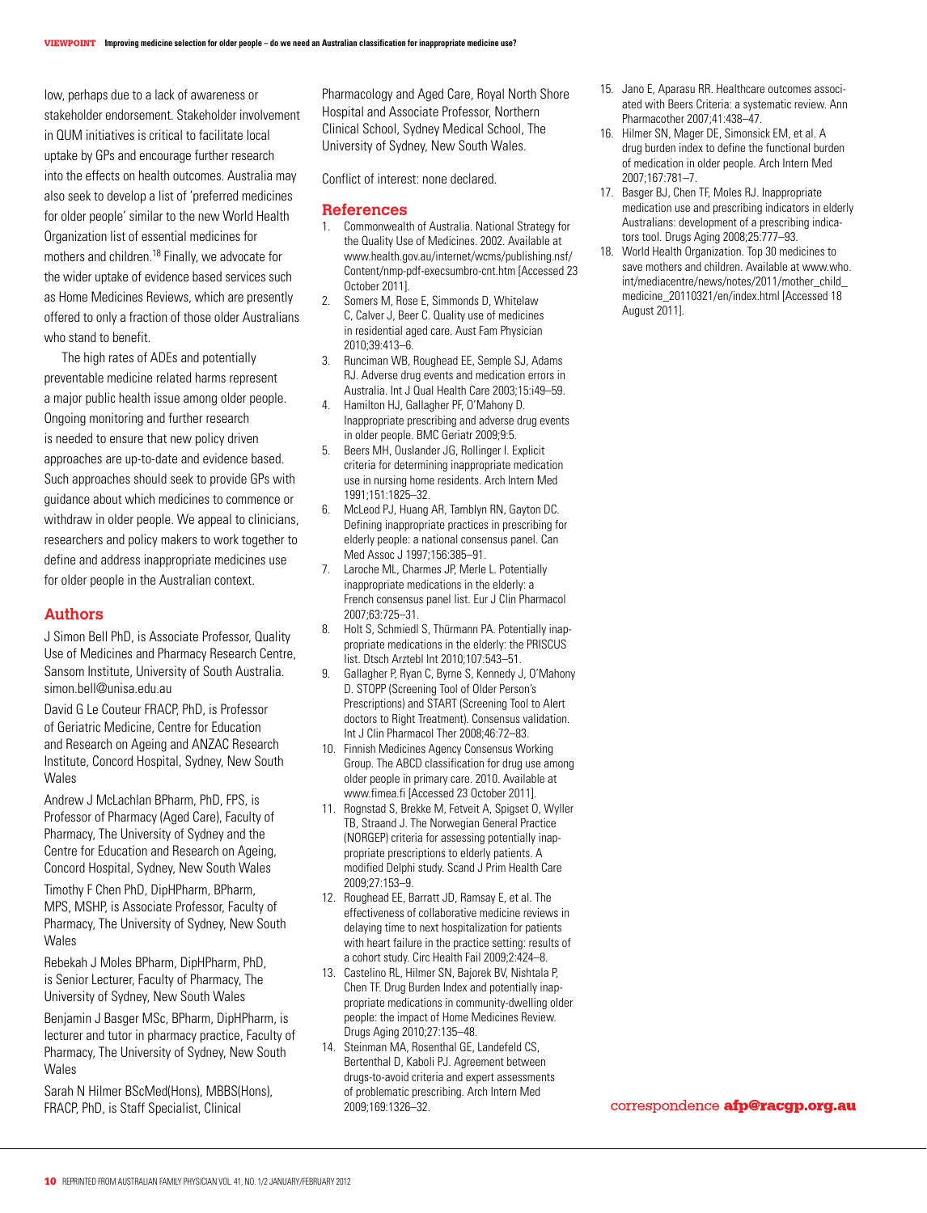low, perhaps due to a lack of awareness or stakeholder endorsement. Stakeholder involvement in QUM initiatives is critical to facilitate local uptake by GPs and encourage further research into the effects on health outcomes. Australia may also seek to develop a list of 'preferred medicines for older people' similar to the new World Health Organization list of essential medicines for mothers and children.[18] Finally, we advocate for the wider uptake of evidence based services such as Home Medicines Reviews, which are presently offered to only a fraction of those older Australians who stand to benefit.

The high rates of ADEs and potentially preventable medicine related harms represent a major public health issue among older people. Ongoing monitoring and further research is needed to ensure that new policy driven approaches are up-to-date and evidence based. Such approaches should seek to provide GPs with guidance about which medicines to commence or withdraw in older people. We appeal to clinicians, researchers and policy makers to work together to define and address inappropriate medicines use for older people in the Australian context.

## Authors

J Simon Bell PhD, is Associate Professor, Quality Use of Medicines and Pharmacy Research Centre, Sansom Institute, University of South Australia. simon.bell@unisa.edu.au

David G Le Couteur FRACP, PhD, is Professor of Geriatric Medicine, Centre for Education and Research on Ageing and ANZAC Research Institute, Concord Hospital, Sydney, New South Wales

Andrew J McLachlan BPharm, PhD, FPS, is Professor of Pharmacy (Aged Care), Faculty of Pharmacy, The University of Sydney and the Centre for Education and Research on Ageing, Concord Hospital, Sydney, New South Wales

Timothy F Chen PhD, DipHPharm, BPharm, MPS, MSHP, is Associate Professor, Faculty of Pharmacy, The University of Sydney, New South Wales

Rebekah J Moles BPharm, DipHPharm, PhD, is Senior Lecturer, Faculty of Pharmacy, The University of Sydney, New South Wales

Benjamin J Basger MSc, BPharm, DipHPharm, is lecturer and tutor in pharmacy practice, Faculty of Pharmacy, The University of Sydney, New South Wales

Sarah N Hilmer BScMed(Hons), MBBS(Hons), FRACP, PhD, is Staff Specialist, Clinical Pharmacology and Aged Care, Royal North Shore Hospital and Associate Professor, Northern Clinical School, Sydney Medical School, The University of Sydney, New South Wales.

Conflict of interest: none declared.

## References

1. Commonwealth of Australia. National Strategy for the Quality Use of Medicines. 2002. Available at www.health.gov.au/internet/wcms/publishing.nsf/Content/nmp-pdf-execsumbro-cnt.htm [Accessed 23 October 2011].
2. Somers M, Rose E, Simmonds D, Whitelaw C, Calver J, Beer C. Quality use of medicines in residential aged care. Aust Fam Physician 2010;39:413–6.
3. Runciman WB, Roughead EE, Semple SJ, Adams RJ. Adverse drug events and medication errors in Australia. Int J Qual Health Care 2003;15:i49–59.
4. Hamilton HJ, Gallagher PF, O'Mahony D. Inappropriate prescribing and adverse drug events in older people. BMC Geriatr 2009;9:5.
5. Beers MH, Ouslander JG, Rollinger I. Explicit criteria for determining inappropriate medication use in nursing home residents. Arch Intern Med 1991;151:1825–32.
6. McLeod PJ, Huang AR, Tamblyn RN, Gayton DC. Defining inappropriate practices in prescribing for elderly people: a national consensus panel. Can Med Assoc J 1997;156:385–91.
7. Laroche ML, Charmes JP, Merle L. Potentially inappropriate medications in the elderly: a French consensus panel list. Eur J Clin Pharmacol 2007;63:725–31.
8. Holt S, Schmiedl S, Thürmann PA. Potentially inappropriate medications in the elderly: the PRISCUS list. Dtsch Arztebl Int 2010;107:543–51.
9. Gallagher P, Ryan C, Byrne S, Kennedy J, O'Mahony D. STOPP (Screening Tool of Older Person's Prescriptions) and START (Screening Tool to Alert doctors to Right Treatment). Consensus validation. Int J Clin Pharmacol Ther 2008;46:72–83.
10. Finnish Medicines Agency Consensus Working Group. The ABCD classification for drug use among older people in primary care. 2010. Available at www.fimea.fi [Accessed 23 October 2011].
11. Rognstad S, Brekke M, Fetveit A, Spigset O, Wyller TB, Straand J. The Norwegian General Practice (NORGEP) criteria for assessing potentially inappropriate prescriptions to elderly patients. A modified Delphi study. Scand J Prim Health Care 2009;27:153–9.
12. Roughead EE, Barratt JD, Ramsay E, et al. The effectiveness of collaborative medicine reviews in delaying time to next hospitalization for patients with heart failure in the practice setting: results of a cohort study. Circ Health Fail 2009;2:424–8.
13. Castelino RL, Hilmer SN, Bajorek BV, Nishtala P, Chen TF. Drug Burden Index and potentially inappropriate medications in community-dwelling older people: the impact of Home Medicines Review. Drugs Aging 2010;27:135–48.
14. Steinman MA, Rosenthal GE, Landefeld CS, Bertenthal D, Kaboli PJ. Agreement between drugs-to-avoid criteria and expert assessments of problematic prescribing. Arch Intern Med 2009;169:1326–32.
15. Jano E, Aparasu RR. Healthcare outcomes associated with Beers Criteria: a systematic review. Ann Pharmacother 2007;41:438–47.
16. Hilmer SN, Mager DE, Simonsick EM, et al. A drug burden index to define the functional burden of medication in older people. Arch Intern Med 2007;167:781–7.
17. Basger BJ, Chen TF, Moles RJ. Inappropriate medication use and prescribing indicators in elderly Australians: development of a prescribing indicators tool. Drugs Aging 2008;25:777–93.
18. World Health Organization. Top 30 medicines to save mothers and children. Available at www.who.int/mediacentre/news/notes/2011/mother_child_medicine_20110321/en/index.html [Accessed 18 August 2011].

correspondence **afp@racgp.org.au**